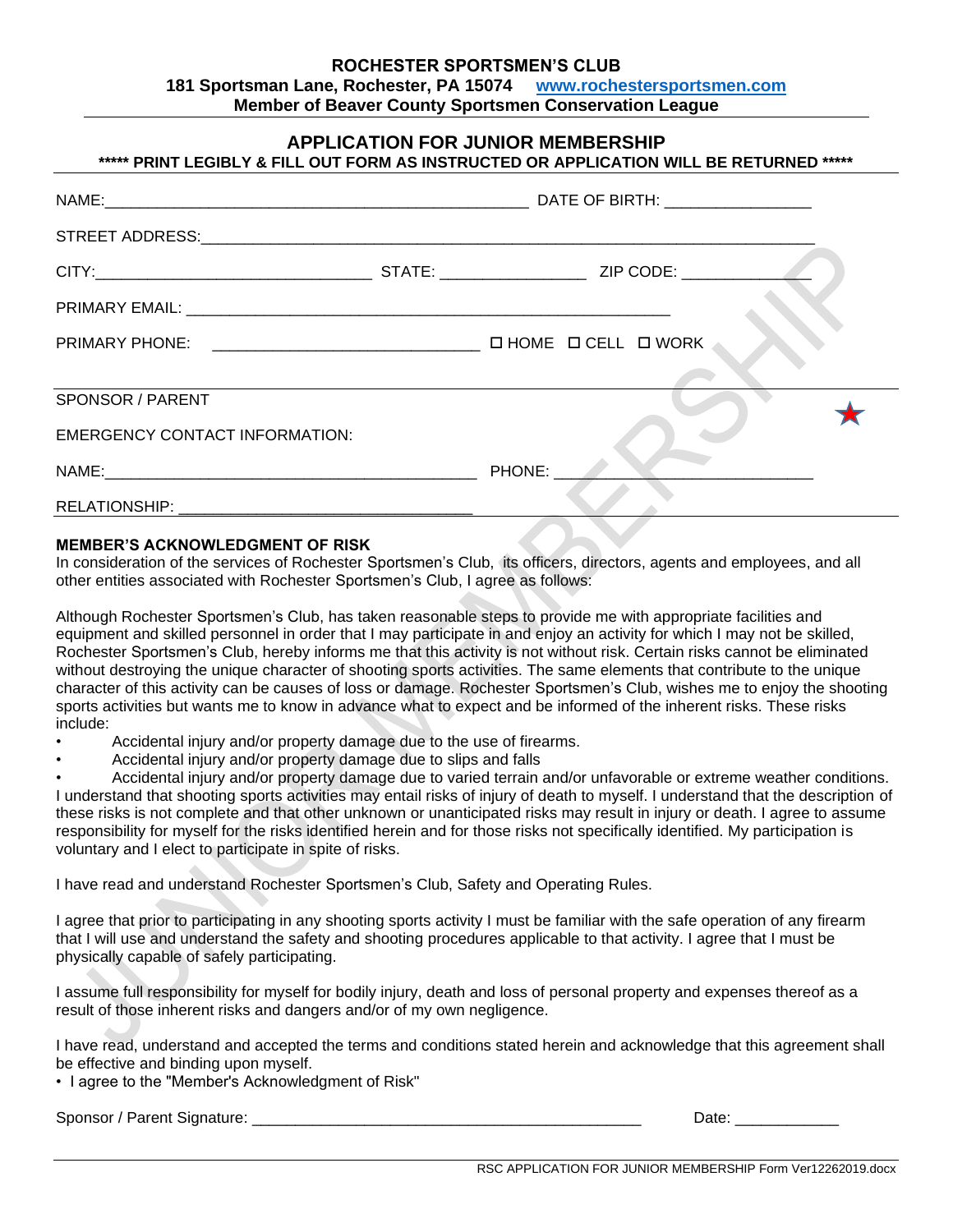**ROCHESTER SPORTSMEN'S CLUB**
**181 Sportsman Lane, Rochester, PA 15074 [www.rochestersportsmen.com](http://www.rochestersportsmen.com)**
**Member of Beaver County Sportsmen Conservation League**

## APPLICATION FOR JUNIOR MEMBERSHIP

**\*\*\*\*\* PRINT LEGIBLY & FILL OUT FORM AS INSTRUCTED OR APPLICATION WILL BE RETURNED \*\*\*\*\***

NAME:___________________________________________________ DATE OF BIRTH: _________________

STREET ADDRESS:___________________________________________________________________________

CITY:________________________________ STATE: ________________ ZIP CODE: ______________

PRIMARY EMAIL: ___________________________________________________________

PRIMARY PHONE: ______________________________ ☐ HOME ☐ CELL ☐ WORK

---

SPONSOR / PARENT

EMERGENCY CONTACT INFORMATION:

NAME:___________________________________________ PHONE: ______________________________

RELATIONSHIP: _________________________________

---

**MEMBER'S ACKNOWLEDGMENT OF RISK**

In consideration of the services of Rochester Sportsmen's Club, its officers, directors, agents and employees, and all other entities associated with Rochester Sportsmen's Club, I agree as follows:

Although Rochester Sportsmen's Club, has taken reasonable steps to provide me with appropriate facilities and equipment and skilled personnel in order that I may participate in and enjoy an activity for which I may not be skilled, Rochester Sportsmen's Club, hereby informs me that this activity is not without risk. Certain risks cannot be eliminated without destroying the unique character of shooting sports activities. The same elements that contribute to the unique character of this activity can be causes of loss or damage. Rochester Sportsmen's Club, wishes me to enjoy the shooting sports activities but wants me to know in advance what to expect and be informed of the inherent risks. These risks include:

- Accidental injury and/or property damage due to the use of firearms.
- Accidental injury and/or property damage due to slips and falls
- Accidental injury and/or property damage due to varied terrain and/or unfavorable or extreme weather conditions.

I understand that shooting sports activities may entail risks of injury of death to myself. I understand that the description of these risks is not complete and that other unknown or unanticipated risks may result in injury or death. I agree to assume responsibility for myself for the risks identified herein and for those risks not specifically identified. My participation is voluntary and I elect to participate in spite of risks.

I have read and understand Rochester Sportsmen's Club, Safety and Operating Rules.

I agree that prior to participating in any shooting sports activity I must be familiar with the safe operation of any firearm that I will use and understand the safety and shooting procedures applicable to that activity. I agree that I must be physically capable of safely participating.

I assume full responsibility for myself for bodily injury, death and loss of personal property and expenses thereof as a result of those inherent risks and dangers and/or of my own negligence.

I have read, understand and accepted the terms and conditions stated herein and acknowledge that this agreement shall be effective and binding upon myself.

- I agree to the "Member's Acknowledgment of Risk"

Sponsor / Parent Signature: ______________________________________________ Date: ____________

RSC APPLICATION FOR JUNIOR MEMBERSHIP Form Ver12262019.docx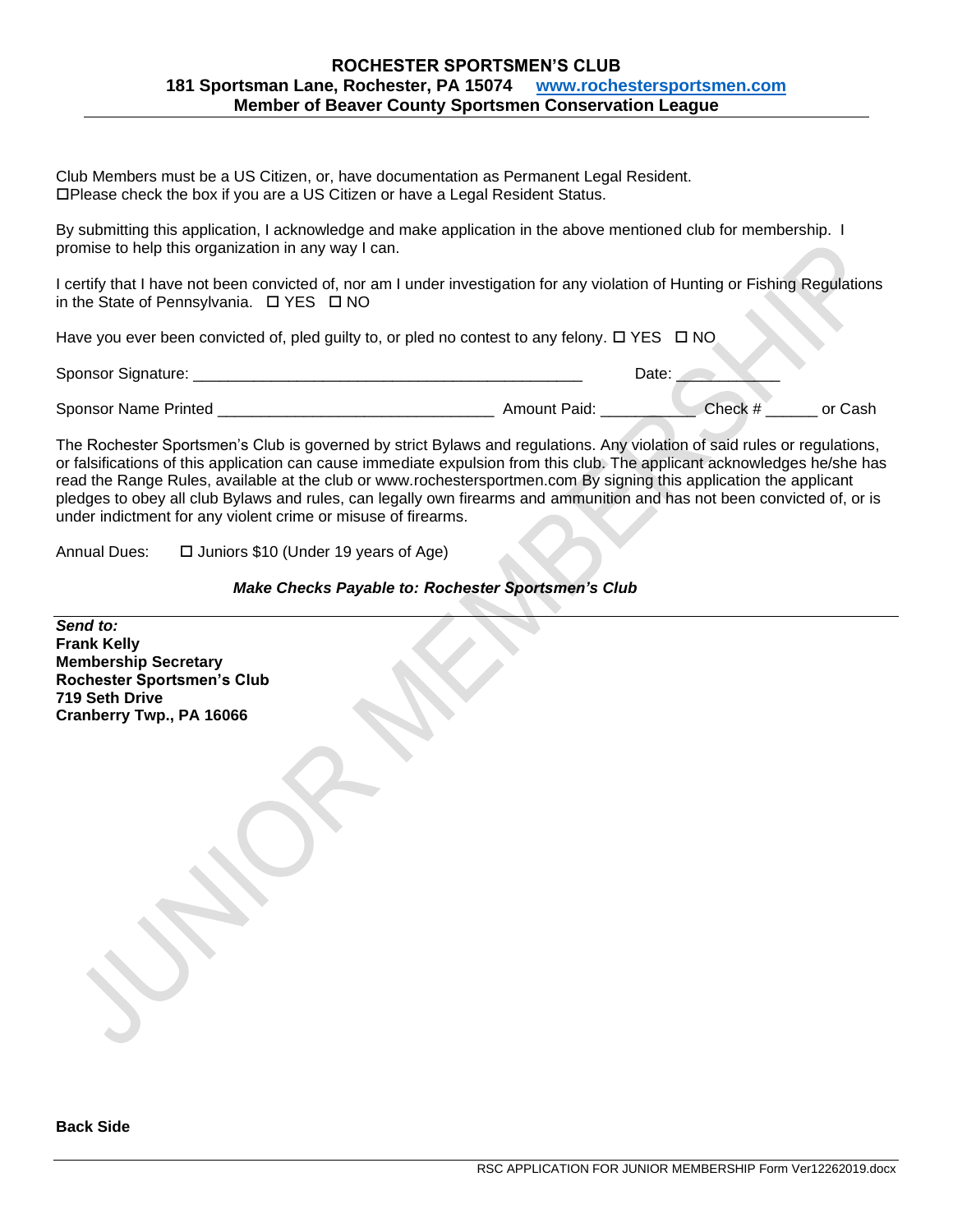**ROCHESTER SPORTSMEN'S CLUB**
**181 Sportsman Lane, Rochester, PA 15074 [www.rochestersportsmen.com](http://www.rochestersportsmen.com)**
**Member of Beaver County Sportsmen Conservation League**

---

Club Members must be a US Citizen, or, have documentation as Permanent Legal Resident.
☐Please check the box if you are a US Citizen or have a Legal Resident Status.

By submitting this application, I acknowledge and make application in the above mentioned club for membership. I promise to help this organization in any way I can.

I certify that I have not been convicted of, nor am I under investigation for any violation of Hunting or Fishing Regulations in the State of Pennsylvania. ☐ YES ☐ NO

Have you ever been convicted of, pled guilty to, or pled no contest to any felony. ☐ YES ☐ NO

Sponsor Signature: _____________________________________________ Date: ___________

Sponsor Name Printed ________________________________ Amount Paid: ___________ Check # ______ or Cash

The Rochester Sportsmen's Club is governed by strict Bylaws and regulations. Any violation of said rules or regulations, or falsifications of this application can cause immediate expulsion from this club. The applicant acknowledges he/she has read the Range Rules, available at the club or www.rochestersportmen.com By signing this application the applicant pledges to obey all club Bylaws and rules, can legally own firearms and ammunition and has not been convicted of, or is under indictment for any violent crime or misuse of firearms.

Annual Dues: ☐ Juniors $10 (Under 19 years of Age)

***Make Checks Payable to: Rochester Sportsmen's Club***

---

***Send to:***
**Frank Kelly**
**Membership Secretary**
**Rochester Sportsmen's Club**
**719 Seth Drive**
**Cranberry Twp., PA 16066**

JUNIOR MEMBERSHIP

**Back Side**

RSC APPLICATION FOR JUNIOR MEMBERSHIP Form Ver12262019.docx